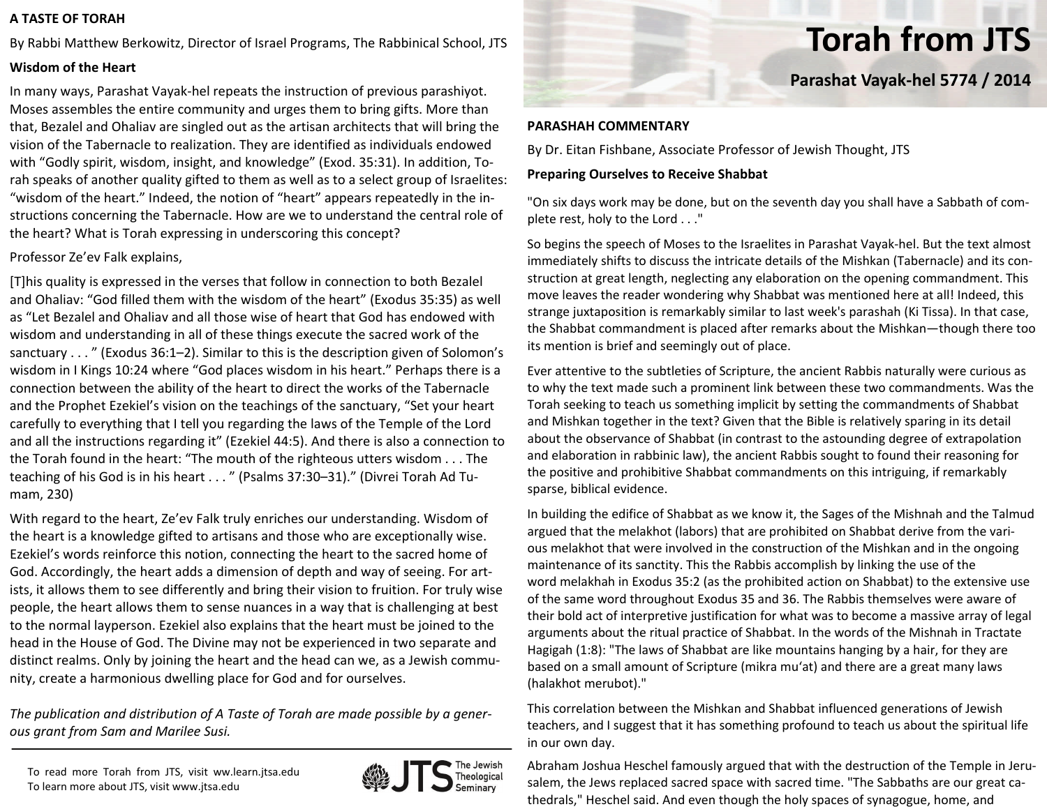# Torah from JTS

## Parashat Vayak-hel 5774 / 2014

### PARASHAH COMMENTARY

By Dr. Eitan Fishbane, Associate Professor of Jewish Thought, JTS

**Preparing Ourselves to Receive Shabbat**

"On six days work may be done, but on the seventh day you shall have a Sabbath of complete rest, holy to the Lord . . ."

So begins the speech of Moses to the Israelites in Parashat Vayak-hel. But the text almost immediately shifts to discuss the intricate details of the Mishkan (Tabernacle) and its construction at great length, neglecting any elaboration on the opening commandment. This move leaves the reader wondering why Shabbat was mentioned here at all! Indeed, this strange juxtaposition is remarkably similar to last week's parashah (Ki Tissa). In that case, the Shabbat commandment is placed after remarks about the Mishkan—though there too its mention is brief and seemingly out of place.

Ever attentive to the subtleties of Scripture, the ancient Rabbis naturally were curious as to why the text made such a prominent link between these two commandments. Was the Torah seeking to teach us something implicit by setting the commandments of Shabbat and Mishkan together in the text? Given that the Bible is relatively sparing in its detail about the observance of Shabbat (in contrast to the astounding degree of extrapolation and elaboration in rabbinic law), the ancient Rabbis sought to found their reasoning for the positive and prohibitive Shabbat commandments on this intriguing, if remarkably sparse, biblical evidence.

In building the edifice of Shabbat as we know it, the Sages of the Mishnah and the Talmud argued that the melakhot (labors) that are prohibited on Shabbat derive from the various melakhot that were involved in the construction of the Mishkan and in the ongoing maintenance of its sanctity. This the Rabbis accomplish by linking the use of the word melakhah in Exodus 35:2 (as the prohibited action on Shabbat) to the extensive use of the same word throughout Exodus 35 and 36. The Rabbis themselves were aware of their bold act of interpretive justification for what was to become a massive array of legal arguments about the ritual practice of Shabbat. In the words of the Mishnah in Tractate Hagigah (1:8): "The laws of Shabbat are like mountains hanging by a hair, for they are based on a small amount of Scripture (mikra mu'at) and there are a great many laws (halakhot merubot)."

This correlation between the Mishkan and Shabbat influenced generations of Jewish teachers, and I suggest that it has something profound to teach us about the spiritual life in our own day.

Abraham Joshua Heschel famously argued that with the destruction of the Temple in Jerusalem, the Jews replaced sacred space with sacred time. "The Sabbaths are our great cathedrals," Heschel said. And even though the holy spaces of synagogue, home, and

### A TASTE OF TORAH

By Rabbi Matthew Berkowitz, Director of Israel Programs, The Rabbinical School, JTS

**Wisdom of the Heart**

In many ways, Parashat Vayak-hel repeats the instruction of previous parashiyot. Moses assembles the entire community and urges them to bring gifts. More than that, Bezalel and Ohaliav are singled out as the artisan architects that will bring the vision of the Tabernacle to realization. They are identified as individuals endowed with "Godly spirit, wisdom, insight, and knowledge" (Exod. 35:31). In addition, Torah speaks of another quality gifted to them as well as to a select group of Israelites: "wisdom of the heart." Indeed, the notion of "heart" appears repeatedly in the instructions concerning the Tabernacle. How are we to understand the central role of the heart? What is Torah expressing in underscoring this concept?

Professor Ze'ev Falk explains,

[T]his quality is expressed in the verses that follow in connection to both Bezalel and Ohaliav: "God filled them with the wisdom of the heart" (Exodus 35:35) as well as "Let Bezalel and Ohaliav and all those wise of heart that God has endowed with wisdom and understanding in all of these things execute the sacred work of the sanctuary . . . " (Exodus 36:1–2). Similar to this is the description given of Solomon's wisdom in I Kings 10:24 where "God places wisdom in his heart." Perhaps there is a connection between the ability of the heart to direct the works of the Tabernacle and the Prophet Ezekiel's vision on the teachings of the sanctuary, "Set your heart carefully to everything that I tell you regarding the laws of the Temple of the Lord and all the instructions regarding it" (Ezekiel 44:5). And there is also a connection to the Torah found in the heart: "The mouth of the righteous utters wisdom . . . The teaching of his God is in his heart . . . " (Psalms 37:30–31)." (Divrei Torah Ad Tumam, 230)

With regard to the heart, Ze'ev Falk truly enriches our understanding. Wisdom of the heart is a knowledge gifted to artisans and those who are exceptionally wise. Ezekiel's words reinforce this notion, connecting the heart to the sacred home of God. Accordingly, the heart adds a dimension of depth and way of seeing. For artists, it allows them to see differently and bring their vision to fruition. For truly wise people, the heart allows them to sense nuances in a way that is challenging at best to the normal layperson. Ezekiel also explains that the heart must be joined to the head in the House of God. The Divine may not be experienced in two separate and distinct realms. Only by joining the heart and the head can we, as a Jewish community, create a harmonious dwelling place for God and for ourselves.

*The publication and distribution of A Taste of Torah are made possible by a generous grant from Sam and Marilee Susi.*

To read more Torah from JTS, visit ww.learn.jtsa.edu
To learn more about JTS, visit www.jtsa.edu

JTS The Jewish Theological Seminary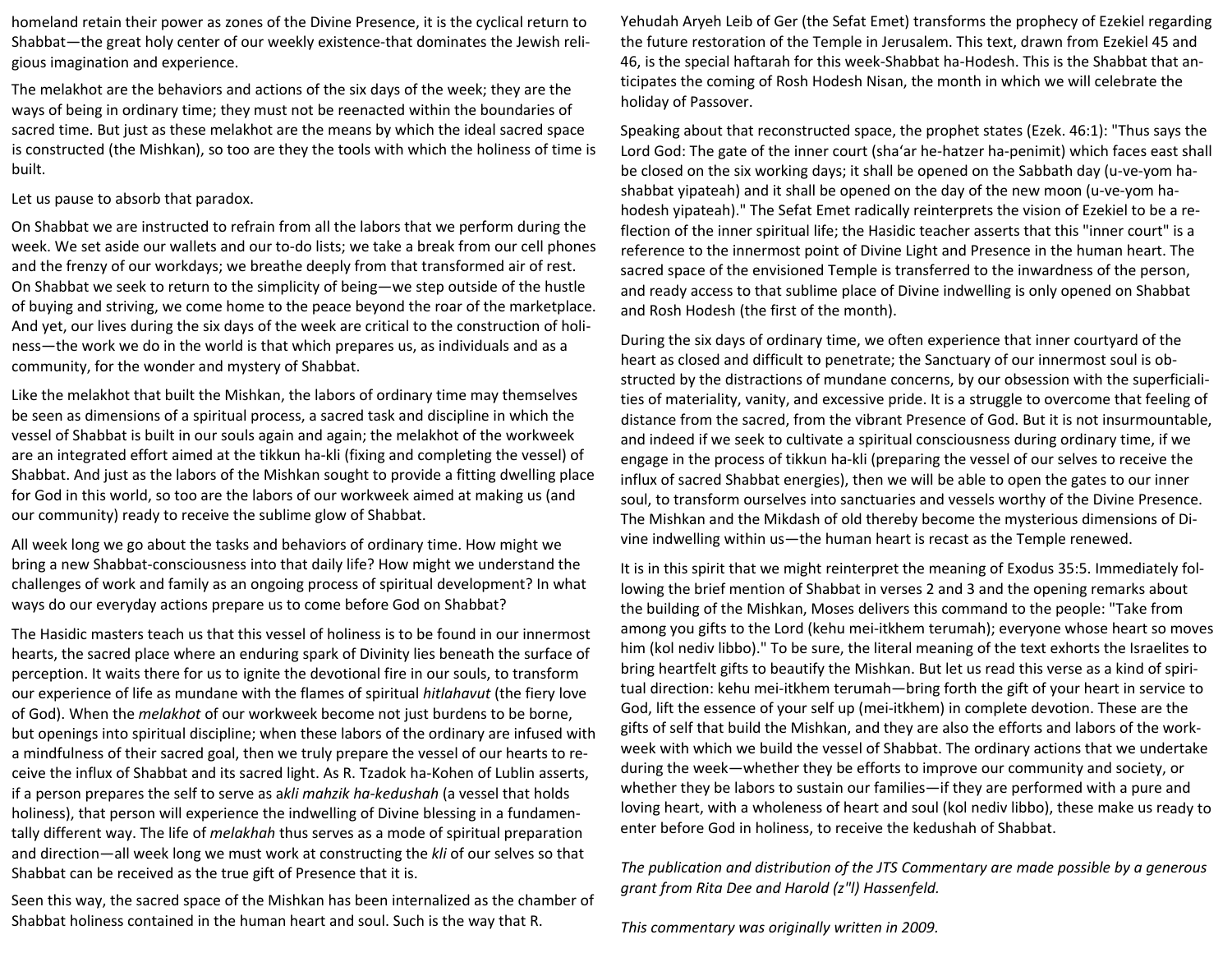homeland retain their power as zones of the Divine Presence, it is the cyclical return to Shabbat—the great holy center of our weekly existence-that dominates the Jewish religious imagination and experience.

The melakhot are the behaviors and actions of the six days of the week; they are the ways of being in ordinary time; they must not be reenacted within the boundaries of sacred time. But just as these melakhot are the means by which the ideal sacred space is constructed (the Mishkan), so too are they the tools with which the holiness of time is built.

Let us pause to absorb that paradox.

On Shabbat we are instructed to refrain from all the labors that we perform during the week. We set aside our wallets and our to-do lists; we take a break from our cell phones and the frenzy of our workdays; we breathe deeply from that transformed air of rest. On Shabbat we seek to return to the simplicity of being—we step outside of the hustle of buying and striving, we come home to the peace beyond the roar of the marketplace. And yet, our lives during the six days of the week are critical to the construction of holiness—the work we do in the world is that which prepares us, as individuals and as a community, for the wonder and mystery of Shabbat.

Like the melakhot that built the Mishkan, the labors of ordinary time may themselves be seen as dimensions of a spiritual process, a sacred task and discipline in which the vessel of Shabbat is built in our souls again and again; the melakhot of the workweek are an integrated effort aimed at the tikkun ha-kli (fixing and completing the vessel) of Shabbat. And just as the labors of the Mishkan sought to provide a fitting dwelling place for God in this world, so too are the labors of our workweek aimed at making us (and our community) ready to receive the sublime glow of Shabbat.

All week long we go about the tasks and behaviors of ordinary time. How might we bring a new Shabbat-consciousness into that daily life? How might we understand the challenges of work and family as an ongoing process of spiritual development? In what ways do our everyday actions prepare us to come before God on Shabbat?

The Hasidic masters teach us that this vessel of holiness is to be found in our innermost hearts, the sacred place where an enduring spark of Divinity lies beneath the surface of perception. It waits there for us to ignite the devotional fire in our souls, to transform our experience of life as mundane with the flames of spiritual *hitlahavut* (the fiery love of God). When the *melakhot* of our workweek become not just burdens to be borne, but openings into spiritual discipline; when these labors of the ordinary are infused with a mindfulness of their sacred goal, then we truly prepare the vessel of our hearts to receive the influx of Shabbat and its sacred light. As R. Tzadok ha-Kohen of Lublin asserts, if a person prepares the self to serve as a*kli mahzik ha-kedushah* (a vessel that holds holiness), that person will experience the indwelling of Divine blessing in a fundamentally different way. The life of *melakhah* thus serves as a mode of spiritual preparation and direction—all week long we must work at constructing the *kli* of our selves so that Shabbat can be received as the true gift of Presence that it is.

Seen this way, the sacred space of the Mishkan has been internalized as the chamber of Shabbat holiness contained in the human heart and soul. Such is the way that R. Yehudah Aryeh Leib of Ger (the Sefat Emet) transforms the prophecy of Ezekiel regarding the future restoration of the Temple in Jerusalem. This text, drawn from Ezekiel 45 and 46, is the special haftarah for this week-Shabbat ha-Hodesh. This is the Shabbat that anticipates the coming of Rosh Hodesh Nisan, the month in which we will celebrate the holiday of Passover.

Speaking about that reconstructed space, the prophet states (Ezek. 46:1): "Thus says the Lord God: The gate of the inner court (sha'ar he-hatzer ha-penimit) which faces east shall be closed on the six working days; it shall be opened on the Sabbath day (u-ve-yom ha-shabbat yipateah) and it shall be opened on the day of the new moon (u-ve-yom ha-hodesh yipateah)." The Sefat Emet radically reinterprets the vision of Ezekiel to be a reflection of the inner spiritual life; the Hasidic teacher asserts that this "inner court" is a reference to the innermost point of Divine Light and Presence in the human heart. The sacred space of the envisioned Temple is transferred to the inwardness of the person, and ready access to that sublime place of Divine indwelling is only opened on Shabbat and Rosh Hodesh (the first of the month).

During the six days of ordinary time, we often experience that inner courtyard of the heart as closed and difficult to penetrate; the Sanctuary of our innermost soul is obstructed by the distractions of mundane concerns, by our obsession with the superficialities of materiality, vanity, and excessive pride. It is a struggle to overcome that feeling of distance from the sacred, from the vibrant Presence of God. But it is not insurmountable, and indeed if we seek to cultivate a spiritual consciousness during ordinary time, if we engage in the process of tikkun ha-kli (preparing the vessel of our selves to receive the influx of sacred Shabbat energies), then we will be able to open the gates to our inner soul, to transform ourselves into sanctuaries and vessels worthy of the Divine Presence. The Mishkan and the Mikdash of old thereby become the mysterious dimensions of Divine indwelling within us—the human heart is recast as the Temple renewed.

It is in this spirit that we might reinterpret the meaning of Exodus 35:5. Immediately following the brief mention of Shabbat in verses 2 and 3 and the opening remarks about the building of the Mishkan, Moses delivers this command to the people: "Take from among you gifts to the Lord (kehu mei-itkhem terumah); everyone whose heart so moves him (kol nediv libbo)." To be sure, the literal meaning of the text exhorts the Israelites to bring heartfelt gifts to beautify the Mishkan. But let us read this verse as a kind of spiritual direction: kehu mei-itkhem terumah—bring forth the gift of your heart in service to God, lift the essence of your self up (mei-itkhem) in complete devotion. These are the gifts of self that build the Mishkan, and they are also the efforts and labors of the workweek with which we build the vessel of Shabbat. The ordinary actions that we undertake during the week—whether they be efforts to improve our community and society, or whether they be labors to sustain our families—if they are performed with a pure and loving heart, with a wholeness of heart and soul (kol nediv libbo), these make us ready to enter before God in holiness, to receive the kedushah of Shabbat.

*The publication and distribution of the JTS Commentary are made possible by a generous grant from Rita Dee and Harold (z"l) Hassenfeld.*

*This commentary was originally written in 2009.*